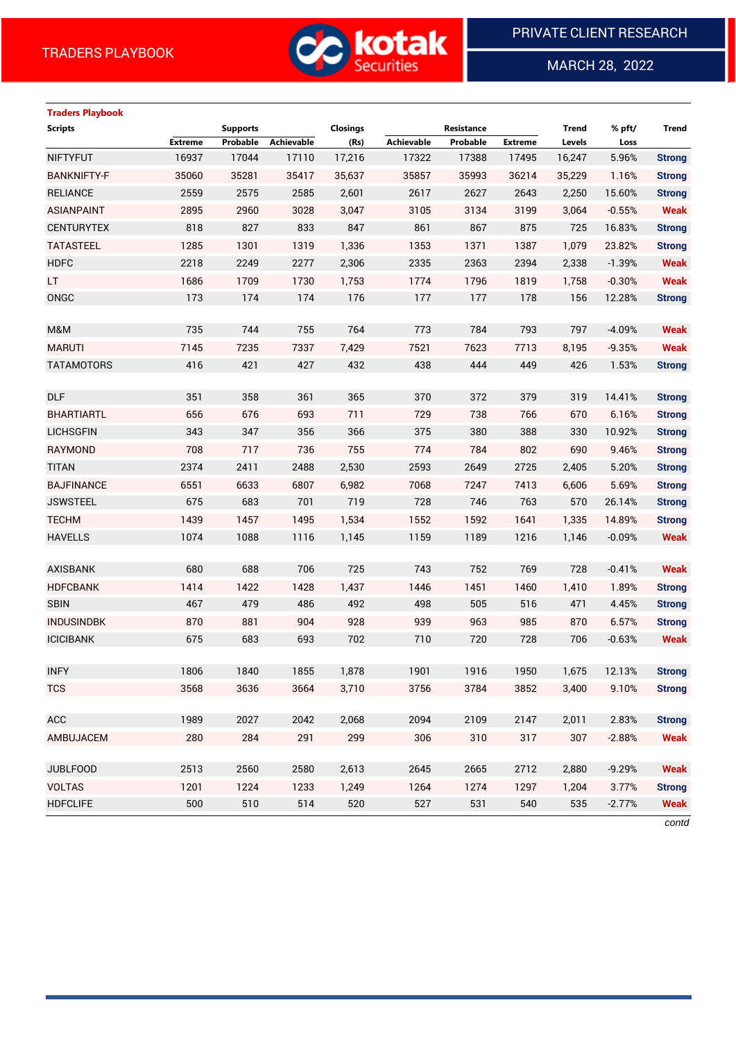TRADERS PLAYBOOK

PRIVATE CLIENT RESEARCH

MARCH 28, 2022

### Traders Playbook

| Scripts | Supports | | | Closings | Resistance | | | Trend | % pft/ | Trend |
|---|---|---|---|---|---|---|---|---|---|---|
| | Extreme | Probable | Achievable | (Rs) | Achievable | Probable | Extreme | Levels | Loss | |
| NIFTYFUT | 16937 | 17044 | 17110 | 17,216 | 17322 | 17388 | 17495 | 16,247 | 5.96% | Strong |
| BANKNIFTY-F | 35060 | 35281 | 35417 | 35,637 | 35857 | 35993 | 36214 | 35,229 | 1.16% | Strong |
| RELIANCE | 2559 | 2575 | 2585 | 2,601 | 2617 | 2627 | 2643 | 2,250 | 15.60% | Strong |
| ASIANPAINT | 2895 | 2960 | 3028 | 3,047 | 3105 | 3134 | 3199 | 3,064 | -0.55% | Weak |
| CENTURYTEX | 818 | 827 | 833 | 847 | 861 | 867 | 875 | 725 | 16.83% | Strong |
| TATASTEEL | 1285 | 1301 | 1319 | 1,336 | 1353 | 1371 | 1387 | 1,079 | 23.82% | Strong |
| HDFC | 2218 | 2249 | 2277 | 2,306 | 2335 | 2363 | 2394 | 2,338 | -1.39% | Weak |
| LT | 1686 | 1709 | 1730 | 1,753 | 1774 | 1796 | 1819 | 1,758 | -0.30% | Weak |
| ONGC | 173 | 174 | 174 | 176 | 177 | 177 | 178 | 156 | 12.28% | Strong |
| | | | | | | | | | | |
| M&M | 735 | 744 | 755 | 764 | 773 | 784 | 793 | 797 | -4.09% | Weak |
| MARUTI | 7145 | 7235 | 7337 | 7,429 | 7521 | 7623 | 7713 | 8,195 | -9.35% | Weak |
| TATAMOTORS | 416 | 421 | 427 | 432 | 438 | 444 | 449 | 426 | 1.53% | Strong |
| | | | | | | | | | | |
| DLF | 351 | 358 | 361 | 365 | 370 | 372 | 379 | 319 | 14.41% | Strong |
| BHARTIARTL | 656 | 676 | 693 | 711 | 729 | 738 | 766 | 670 | 6.16% | Strong |
| LICHSGFIN | 343 | 347 | 356 | 366 | 375 | 380 | 388 | 330 | 10.92% | Strong |
| RAYMOND | 708 | 717 | 736 | 755 | 774 | 784 | 802 | 690 | 9.46% | Strong |
| TITAN | 2374 | 2411 | 2488 | 2,530 | 2593 | 2649 | 2725 | 2,405 | 5.20% | Strong |
| BAJFINANCE | 6551 | 6633 | 6807 | 6,982 | 7068 | 7247 | 7413 | 6,606 | 5.69% | Strong |
| JSWSTEEL | 675 | 683 | 701 | 719 | 728 | 746 | 763 | 570 | 26.14% | Strong |
| TECHM | 1439 | 1457 | 1495 | 1,534 | 1552 | 1592 | 1641 | 1,335 | 14.89% | Strong |
| HAVELLS | 1074 | 1088 | 1116 | 1,145 | 1159 | 1189 | 1216 | 1,146 | -0.09% | Weak |
| | | | | | | | | | | |
| AXISBANK | 680 | 688 | 706 | 725 | 743 | 752 | 769 | 728 | -0.41% | Weak |
| HDFCBANK | 1414 | 1422 | 1428 | 1,437 | 1446 | 1451 | 1460 | 1,410 | 1.89% | Strong |
| SBIN | 467 | 479 | 486 | 492 | 498 | 505 | 516 | 471 | 4.45% | Strong |
| INDUSINDBK | 870 | 881 | 904 | 928 | 939 | 963 | 985 | 870 | 6.57% | Strong |
| ICICIBANK | 675 | 683 | 693 | 702 | 710 | 720 | 728 | 706 | -0.63% | Weak |
| | | | | | | | | | | |
| INFY | 1806 | 1840 | 1855 | 1,878 | 1901 | 1916 | 1950 | 1,675 | 12.13% | Strong |
| TCS | 3568 | 3636 | 3664 | 3,710 | 3756 | 3784 | 3852 | 3,400 | 9.10% | Strong |
| | | | | | | | | | | |
| ACC | 1989 | 2027 | 2042 | 2,068 | 2094 | 2109 | 2147 | 2,011 | 2.83% | Strong |
| AMBUJACEM | 280 | 284 | 291 | 299 | 306 | 310 | 317 | 307 | -2.88% | Weak |
| | | | | | | | | | | |
| JUBLFOOD | 2513 | 2560 | 2580 | 2,613 | 2645 | 2665 | 2712 | 2,880 | -9.29% | Weak |
| VOLTAS | 1201 | 1224 | 1233 | 1,249 | 1264 | 1274 | 1297 | 1,204 | 3.77% | Strong |
| HDFCLIFE | 500 | 510 | 514 | 520 | 527 | 531 | 540 | 535 | -2.77% | Weak |

*contd*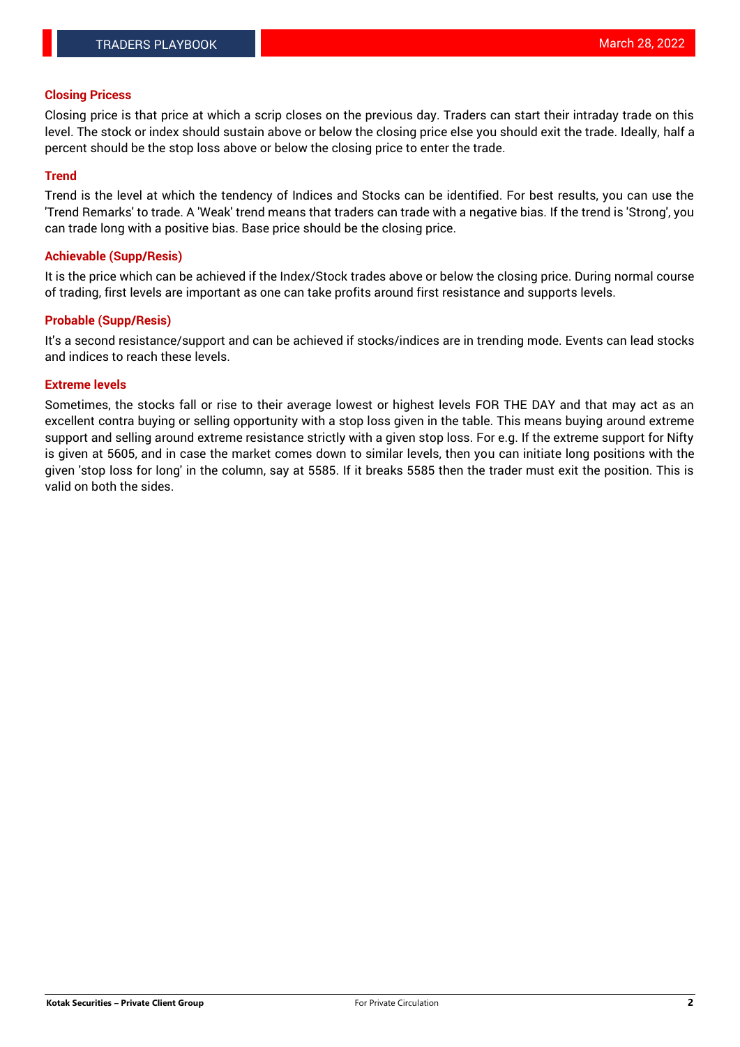### Closing Pricess

Closing price is that price at which a scrip closes on the previous day. Traders can start their intraday trade on this level. The stock or index should sustain above or below the closing price else you should exit the trade. Ideally, half a percent should be the stop loss above or below the closing price to enter the trade.

### Trend

Trend is the level at which the tendency of Indices and Stocks can be identified. For best results, you can use the 'Trend Remarks' to trade. A 'Weak' trend means that traders can trade with a negative bias. If the trend is 'Strong', you can trade long with a positive bias. Base price should be the closing price.

### Achievable (Supp/Resis)

It is the price which can be achieved if the Index/Stock trades above or below the closing price. During normal course of trading, first levels are important as one can take profits around first resistance and supports levels.

### Probable (Supp/Resis)

It's a second resistance/support and can be achieved if stocks/indices are in trending mode. Events can lead stocks and indices to reach these levels.

### Extreme levels

Sometimes, the stocks fall or rise to their average lowest or highest levels FOR THE DAY and that may act as an excellent contra buying or selling opportunity with a stop loss given in the table. This means buying around extreme support and selling around extreme resistance strictly with a given stop loss. For e.g. If the extreme support for Nifty is given at 5605, and in case the market comes down to similar levels, then you can initiate long positions with the given 'stop loss for long' in the column, say at 5585. If it breaks 5585 then the trader must exit the position. This is valid on both the sides.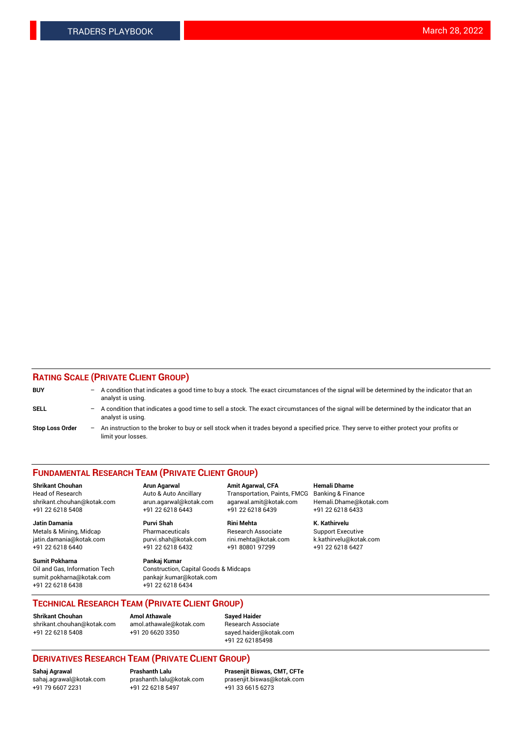## RATING SCALE (PRIVATE CLIENT GROUP)

**BUY** – A condition that indicates a good time to buy a stock. The exact circumstances of the signal will be determined by the indicator that an analyst is using.

**SELL** – A condition that indicates a good time to sell a stock. The exact circumstances of the signal will be determined by the indicator that an analyst is using.

**Stop Loss Order** – An instruction to the broker to buy or sell stock when it trades beyond a specified price. They serve to either protect your profits or limit your losses.

## FUNDAMENTAL RESEARCH TEAM (PRIVATE CLIENT GROUP)

**Shrikant Chouhan**
Head of Research
shrikant.chouhan@kotak.com
+91 22 6218 5408

**Arun Agarwal**
Auto & Auto Ancillary
arun.agarwal@kotak.com
+91 22 6218 6443

**Amit Agarwal, CFA**
Transportation, Paints, FMCG
agarwal.amit@kotak.com
+91 22 6218 6439

**Hemali Dhame**
Banking & Finance
Hemali.Dhame@kotak.com
+91 22 6218 6433

**Jatin Damania**
Metals & Mining, Midcap
jatin.damania@kotak.com
+91 22 6218 6440

**Purvi Shah**
Pharmaceuticals
purvi.shah@kotak.com
+91 22 6218 6432

**Rini Mehta**
Research Associate
rini.mehta@kotak.com
+91 80801 97299

**K. Kathirvelu**
Support Executive
k.kathirvelu@kotak.com
+91 22 6218 6427

**Sumit Pokharna**
Oil and Gas, Information Tech
sumit.pokharna@kotak.com
+91 22 6218 6438

**Pankaj Kumar**
Construction, Capital Goods & Midcaps
pankajr.kumar@kotak.com
+91 22 6218 6434

## TECHNICAL RESEARCH TEAM (PRIVATE CLIENT GROUP)

**Shrikant Chouhan**
shrikant.chouhan@kotak.com
+91 22 6218 5408

**Amol Athawale**
amol.athawale@kotak.com
+91 20 6620 3350

**Sayed Haider**
Research Associate
sayed.haider@kotak.com
+91 22 62185498

## DERIVATIVES RESEARCH TEAM (PRIVATE CLIENT GROUP)

**Sahaj Agrawal**
sahaj.agrawal@kotak.com
+91 79 6607 2231

**Prashanth Lalu**
prashanth.lalu@kotak.com
+91 22 6218 5497

**Prasenjit Biswas, CMT, CFTe**
prasenjit.biswas@kotak.com
+91 33 6615 6273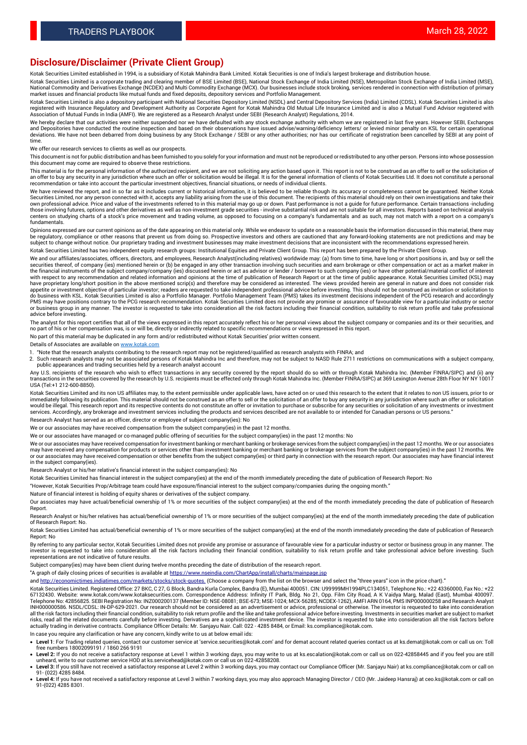# Disclosure/Disclaimer (Private Client Group)

Kotak Securities Limited established in 1994, is a subsidiary of Kotak Mahindra Bank Limited. Kotak Securities is one of India's largest brokerage and distribution house.

Kotak Securities Limited is a corporate trading and clearing member of BSE Limited (BSE), National Stock Exchange of India Limited (NSE), Metropolitan Stock Exchange of India Limited (MSE), National Commodity and Derivatives Exchange (NCDEX) and Multi Commodity Exchange (MCX). Our businesses include stock broking, services rendered in connection with distribution of primary market issues and financial products like mutual funds and fixed deposits, depository services and Portfolio Management.

Kotak Securities Limited is also a depository participant with National Securities Depository Limited (NSDL) and Central Depository Services (India) Limited (CDSL). Kotak Securities Limited is also registered with Insurance Regulatory and Development Authority as Corporate Agent for Kotak Mahindra Old Mutual Life Insurance Limited and is also a Mutual Fund Advisor registered with Association of Mutual Funds in India (AMFI). We are registered as a Research Analyst under SEBI (Research Analyst) Regulations, 2014.

We hereby declare that our activities were neither suspended nor we have defaulted with any stock exchange authority with whom we are registered in last five years. However SEBI, Exchanges and Depositories have conducted the routine inspection and based on their observations have issued advise/warning/deficiency letters/ or levied minor penalty on KSL for certain operational deviations. We have not been debarred from doing business by any Stock Exchange / SEBI or any other authorities; nor has our certificate of registration been cancelled by SEBI at any point of time.

We offer our research services to clients as well as our prospects.

This document is not for public distribution and has been furnished to you solely for your information and must not be reproduced or redistributed to any other person. Persons into whose possession this document may come are required to observe these restrictions.

This material is for the personal information of the authorized recipient, and we are not soliciting any action based upon it. This report is not to be construed as an offer to sell or the solicitation of an offer to buy any security in any jurisdiction where such an offer or solicitation would be illegal. It is for the general information of clients of Kotak Securities Ltd. It does not constitute a personal recommendation or take into account the particular investment objectives, financial situations, or needs of individual clients.

We have reviewed the report, and in so far as it includes current or historical information, it is believed to be reliable though its accuracy or completeness cannot be guaranteed. Neither Kotak Securities Limited, nor any person connected with it, accepts any liability arising from the use of this document. The recipients of this material should rely on their own investigations and take their own professional advice. Price and value of the investments referred to in this material may go up or down. Past performance is not a guide for future performance. Certain transactions -including those involving futures, options and other derivatives as well as non-investment grade securities - involve substantial risk and are not suitable for all investors. Reports based on technical analysis centers on studying charts of a stock's price movement and trading volume, as opposed to focusing on a company's fundamentals and as such, may not match with a report on a company's fundamentals.

Opinions expressed are our current opinions as of the date appearing on this material only. While we endeavor to update on a reasonable basis the information discussed in this material, there may be regulatory, compliance or other reasons that prevent us from doing so. Prospective investors and others are cautioned that any forward-looking statements are not predictions and may be subject to change without notice. Our proprietary trading and investment businesses may make investment decisions that are inconsistent with the recommendations expressed herein.

Kotak Securities Limited has two independent equity research groups: Institutional Equities and Private Client Group. This report has been prepared by the Private Client Group.

We and our affiliates/associates, officers, directors, and employees, Research Analyst(including relatives) worldwide may: (a) from time to time, have long or short positions in, and buy or sell the securities thereof, of company (ies) mentioned herein or (b) be engaged in any other transaction involving such securities and earn brokerage or other compensation or act as a market maker in the financial instruments of the subject company/company (ies) discussed herein or act as advisor or lender / borrower to such company (ies) or have other potential/material conflict of interest with respect to any recommendation and related information and opinions at the time of publication of Research Report or at the time of public appearance. Kotak Securities Limited (KSL) may have proprietary long/short position in the above mentioned scrip(s) and therefore may be considered as interested. The views provided herein are general in nature and does not consider risk appetite or investment objective of particular investor; readers are requested to take independent professional advice before investing. This should not be construed as invitation or solicitation to do business with KSL. Kotak Securities Limited is also a Portfolio Manager. Portfolio Management Team (PMS) takes its investment decisions independent of the PCG research and accordingly PMS may have positions contrary to the PCG research recommendation. Kotak Securities Limited does not provide any promise or assurance of favourable view for a particular industry or sector or business group in any manner. The investor is requested to take into consideration all the risk factors including their financial condition, suitability to risk return profile and take professional advice before investing.

The analyst for this report certifies that all of the views expressed in this report accurately reflect his or her personal views about the subject company or companies and its or their securities, and no part of his or her compensation was, is or will be, directly or indirectly related to specific recommendations or views expressed in this report.

No part of this material may be duplicated in any form and/or redistributed without Kotak Securities' prior written consent.

Details of Associates are available on www.kotak.com

1. "Note that the research analysts contributing to the research report may not be registered/qualified as research analysts with FINRA; and
2. Such research analysts may not be associated persons of Kotak Mahindra Inc and therefore, may not be subject to NASD Rule 2711 restrictions on communications with a subject company, public appearances and trading securities held by a research analyst account

Any U.S. recipients of the research who wish to effect transactions in any security covered by the report should do so with or through Kotak Mahindra Inc. (Member FINRA/SIPC) and (ii) any transactions in the securities covered by the research by U.S. recipients must be effected only through Kotak Mahindra Inc. (Member FINRA/SIPC) at 369 Lexington Avenue 28th Floor NY NY 10017 USA (Tel:+1 212-600-8850).

Kotak Securities Limited and its non US affiliates may, to the extent permissible under applicable laws, have acted on or used this research to the extent that it relates to non US issuers, prior to or immediately following its publication. This material should not be construed as an offer to sell or the solicitation of an offer to buy any security in any jurisdiction where such an offer or solicitation would be illegal. This research report and its respective contents do not constitute an offer or invitation to purchase or subscribe for any securities or solicitation of any investments or investment services. Accordingly, any brokerage and investment services including the products and services described are not available to or intended for Canadian persons or US persons."

Research Analyst has served as an officer, director or employee of subject company(ies): No

We or our associates may have received compensation from the subject company(ies) in the past 12 months.

We or our associates have managed or co-managed public offering of securities for the subject company(ies) in the past 12 months: No

We or our associates may have received compensation for investment banking or merchant banking or brokerage services from the subject company(ies) in the past 12 months. We or our associates may have received any compensation for products or services other than investment banking or merchant banking or brokerage services from the subject company(ies) in the past 12 months. We or our associates may have received compensation or other benefits from the subject company(ies) or third party in connection with the research report. Our associates may have financial interest in the subject company(ies).

Research Analyst or his/her relative's financial interest in the subject company(ies): No

Kotak Securities Limited has financial interest in the subject company(ies) at the end of the month immediately preceding the date of publication of Research Report: No

"However, Kotak Securities Prop/Arbitrage team could have exposure/financial interest to the subject company/companies during the ongoing month."

Nature of financial interest is holding of equity shares or derivatives of the subject company.

Our associates may have actual/beneficial ownership of 1% or more securities of the subject company(ies) at the end of the month immediately preceding the date of publication of Research Report.

Research Analyst or his/her relatives has actual/beneficial ownership of 1% or more securities of the subject company(ies) at the end of the month immediately preceding the date of publication of Research Report: No.

Kotak Securities Limited has actual/beneficial ownership of 1% or more securities of the subject company(ies) at the end of the month immediately preceding the date of publication of Research Report: No

By referring to any particular sector, Kotak Securities Limited does not provide any promise or assurance of favourable view for a particular industry or sector or business group in any manner. The investor is requested to take into consideration all the risk factors including their financial condition, suitability to risk return profile and take professional advice before investing. Such representations are not indicative of future results.

Subject company(ies) may have been client during twelve months preceding the date of distribution of the research report.

"A graph of daily closing prices of securities is available at https://www.nseindia.com/ChartApp/install/charts/mainpage.jsp

and http://economictimes.indiatimes.com/markets/stocks/stock-quotes. (Choose a company from the list on the browser and select the "three years" icon in the price chart)."

Kotak Securities Limited. Registered Office: 27 BKC, C 27, G Block, Bandra Kurla Complex, Bandra (E), Mumbai 400051. CIN: U99999MH1994PLC134051, Telephone No.: +22 43360000, Fax No.: +22 67132430. Website: www.kotak.com/www.kotaksecurities.com. Correspondence Address: Infinity IT Park, Bldg. No 21, Opp. Film City Road, A K Vaidya Marg, Malad (East), Mumbai 400097. Telephone No: 42856825. SEBI Registration No: INZ000200137 (Member ID: NSE-08081; BSE-673; MSE-1024; MCX-56285; NCDEX-1262), AMFI ARN 0164, PMS INP000000258 and Research Analyst INH000000586. NSDL/CDSL: IN-DP-629-2021. Our research should not be considered as an advertisement or advice, professional or otherwise. The investor is requested to take into consideration all the risk factors including their financial condition, suitability to risk return profile and the like and take professional advice before investing. Investments in securities market are subject to market risks, read all the related documents carefully before investing. Derivatives are a sophisticated investment device. The investor is requested to take into consideration all the risk factors before actually trading in derivative contracts. Compliance Officer Details: Mr. Sanjayu Nair. Call: 022 - 4285 8484, or Email: ks.compliance@kotak.com.

In case you require any clarification or have any concern, kindly write to us at below email ids:

- **Level 1**: For Trading related queries, contact our customer service at 'service.securities@kotak.com' and for demat account related queries contact us at ks.demat@kotak.com or call us on: Toll free numbers 18002099191 / 1860 266 9191
- **Level 2:** If you do not receive a satisfactory response at Level 1 within 3 working days, you may write to us at ks.escalation@kotak.com or call us on 022-42858445 and if you feel you are still unheard, write to our customer service HOD at ks.servicehead@kotak.com or call us on 022-42858208.
- **Level 3:** If you still have not received a satisfactory response at Level 2 within 3 working days, you may contact our Compliance Officer (Mr. Sanjayu Nair) at ks.compliance@kotak.com or call on 91- (022) 4285 8484.
- **Level 4:** If you have not received a satisfactory response at Level 3 within 7 working days, you may also approach Managing Director / CEO (Mr. Jaideep Hansraj) at ceo.ks@kotak.com or call on 91-(022) 4285 8301.